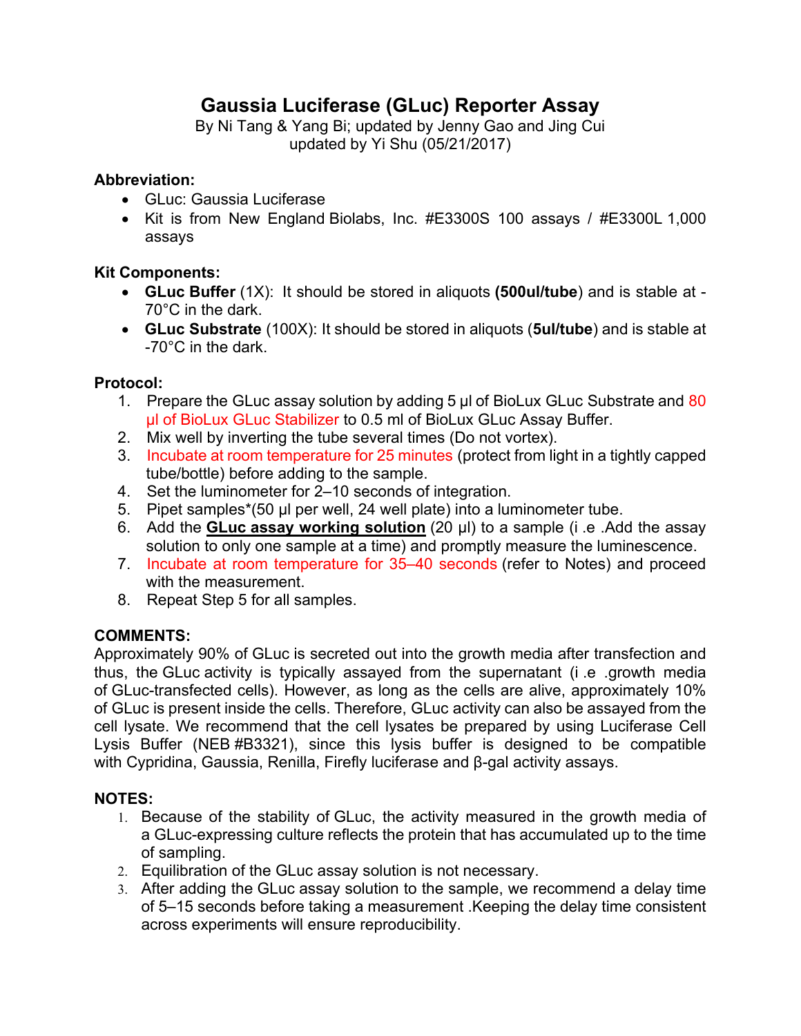# Gaussia Luciferase (GLuc) Reporter Assay

By Ni Tang & Yang Bi; updated by Jenny Gao and Jing Cui
updated by Yi Shu (05/21/2017)

**Abbreviation:**

- GLuc: Gaussia Luciferase
- Kit is from New England Biolabs, Inc. #E3300S 100 assays / #E3300L 1,000 assays

**Kit Components:**

- **GLuc Buffer** (1X): It should be stored in aliquots **(500ul/tube)** and is stable at -70°C in the dark.
- **GLuc Substrate** (100X): It should be stored in aliquots (**5ul/tube**) and is stable at -70°C in the dark.

**Protocol:**

1. Prepare the GLuc assay solution by adding 5 µl of BioLux GLuc Substrate and 80 µl of BioLux GLuc Stabilizer to 0.5 ml of BioLux GLuc Assay Buffer.
2. Mix well by inverting the tube several times (Do not vortex).
3. Incubate at room temperature for 25 minutes (protect from light in a tightly capped tube/bottle) before adding to the sample.
4. Set the luminometer for 2–10 seconds of integration.
5. Pipet samples*(50 µl per well, 24 well plate) into a luminometer tube.
6. Add the **<u>GLuc assay working solution</u>** (20 µl) to a sample (i .e .Add the assay solution to only one sample at a time) and promptly measure the luminescence.
7. Incubate at room temperature for 35–40 seconds (refer to Notes) and proceed with the measurement.
8. Repeat Step 5 for all samples.

**COMMENTS:**

Approximately 90% of GLuc is secreted out into the growth media after transfection and thus, the GLuc activity is typically assayed from the supernatant (i .e .growth media of GLuc-transfected cells). However, as long as the cells are alive, approximately 10% of GLuc is present inside the cells. Therefore, GLuc activity can also be assayed from the cell lysate. We recommend that the cell lysates be prepared by using Luciferase Cell Lysis Buffer (NEB #B3321), since this lysis buffer is designed to be compatible with Cypridina, Gaussia, Renilla, Firefly luciferase and β-gal activity assays.

**NOTES:**

1. Because of the stability of GLuc, the activity measured in the growth media of a GLuc-expressing culture reflects the protein that has accumulated up to the time of sampling.
2. Equilibration of the GLuc assay solution is not necessary.
3. After adding the GLuc assay solution to the sample, we recommend a delay time of 5–15 seconds before taking a measurement .Keeping the delay time consistent across experiments will ensure reproducibility.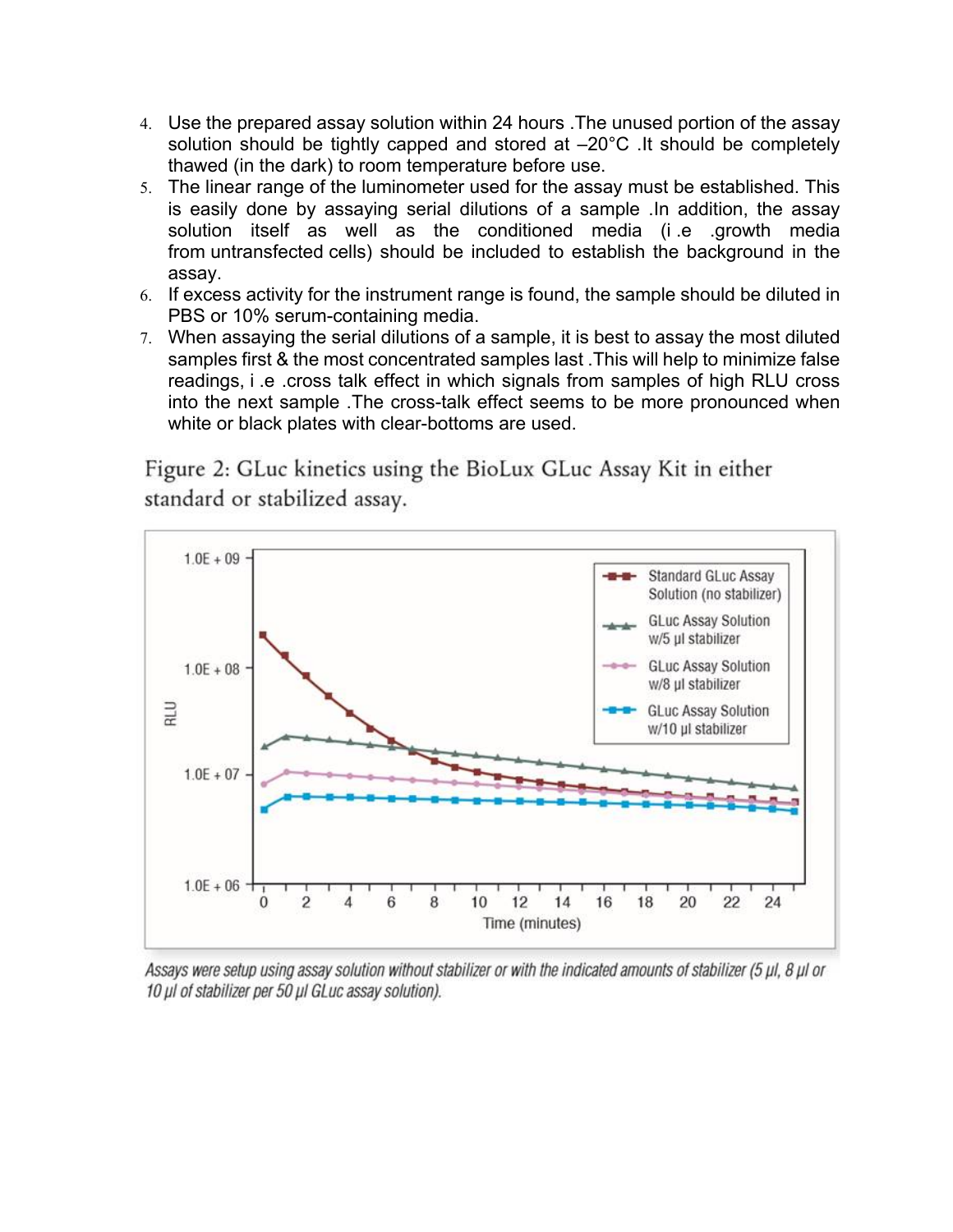4. Use the prepared assay solution within 24 hours .The unused portion of the assay solution should be tightly capped and stored at –20°C .It should be completely thawed (in the dark) to room temperature before use.
5. The linear range of the luminometer used for the assay must be established. This is easily done by assaying serial dilutions of a sample .In addition, the assay solution itself as well as the conditioned media (i .e .growth media from untransfected cells) should be included to establish the background in the assay.
6. If excess activity for the instrument range is found, the sample should be diluted in PBS or 10% serum-containing media.
7. When assaying the serial dilutions of a sample, it is best to assay the most diluted samples first & the most concentrated samples last .This will help to minimize false readings, i .e .cross talk effect in which signals from samples of high RLU cross into the next sample .The cross-talk effect seems to be more pronounced when white or black plates with clear-bottoms are used.

Figure 2: GLuc kinetics using the BioLux GLuc Assay Kit in either standard or stabilized assay.

*Assays were setup using assay solution without stabilizer or with the indicated amounts of stabilizer (5 µl, 8 µl or 10 µl of stabilizer per 50 µl GLuc assay solution).*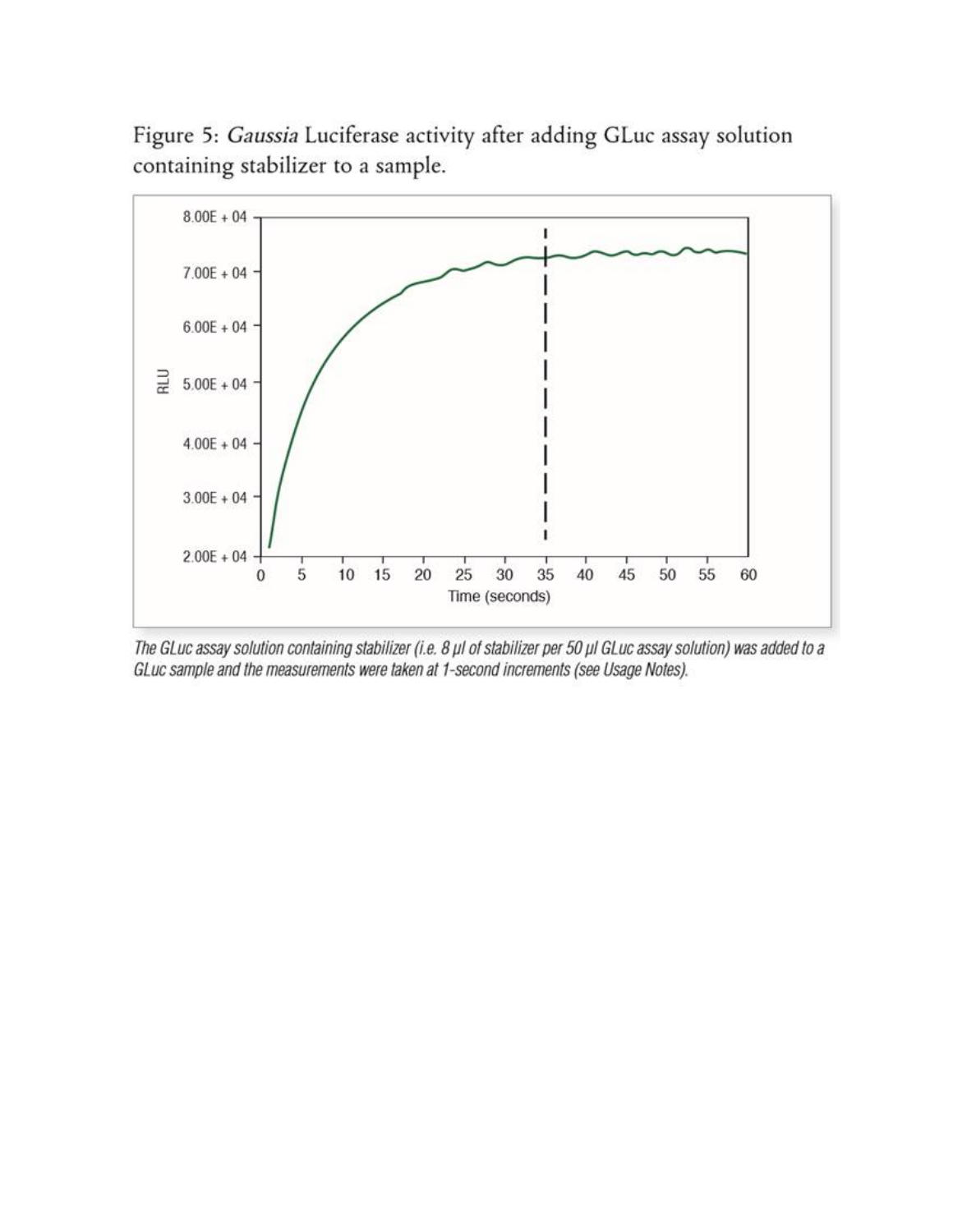Figure 5: *Gaussia* Luciferase activity after adding GLuc assay solution containing stabilizer to a sample.

8.00E + 04
7.00E + 04
6.00E + 04
5.00E + 04
4.00E + 04
3.00E + 04
2.00E + 04

RLU

0 5 10 15 20 25 30 35 40 45 50 55 60

Time (seconds)

*The GLuc assay solution containing stabilizer (i.e. 8 µl of stabilizer per 50 µl GLuc assay solution) was added to a GLuc sample and the measurements were taken at 1-second increments (see Usage Notes).*